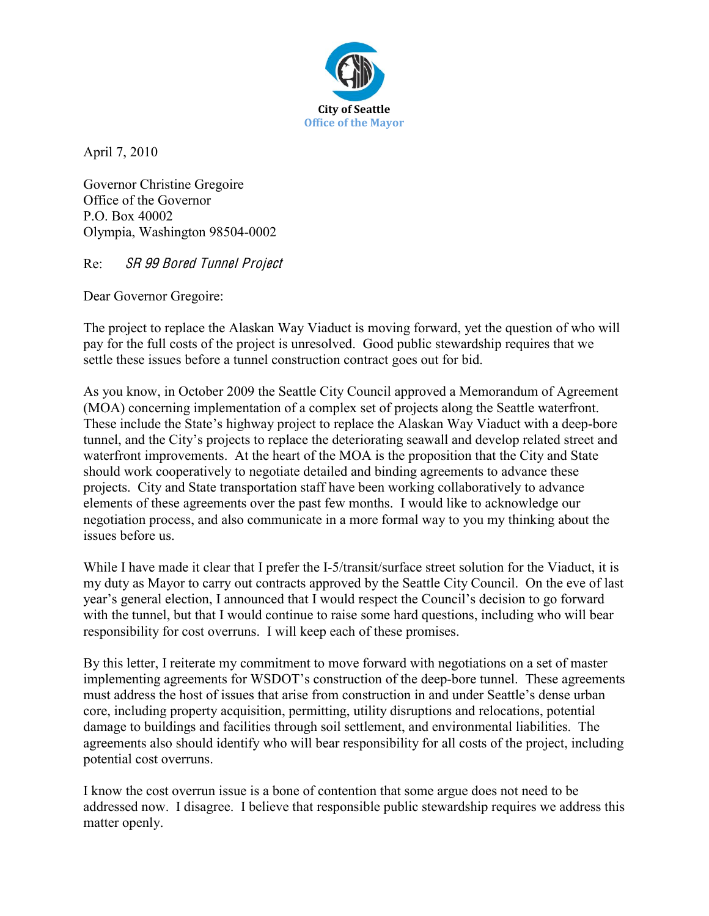**City of Seattle**
**Office of the Mayor**

April 7, 2010

Governor Christine Gregoire
Office of the Governor
P.O. Box 40002
Olympia, Washington 98504-0002

Re: *SR 99 Bored Tunnel Project*

Dear Governor Gregoire:

The project to replace the Alaskan Way Viaduct is moving forward, yet the question of who will pay for the full costs of the project is unresolved. Good public stewardship requires that we settle these issues before a tunnel construction contract goes out for bid.

As you know, in October 2009 the Seattle City Council approved a Memorandum of Agreement (MOA) concerning implementation of a complex set of projects along the Seattle waterfront. These include the State's highway project to replace the Alaskan Way Viaduct with a deep-bore tunnel, and the City's projects to replace the deteriorating seawall and develop related street and waterfront improvements. At the heart of the MOA is the proposition that the City and State should work cooperatively to negotiate detailed and binding agreements to advance these projects. City and State transportation staff have been working collaboratively to advance elements of these agreements over the past few months. I would like to acknowledge our negotiation process, and also communicate in a more formal way to you my thinking about the issues before us.

While I have made it clear that I prefer the I-5/transit/surface street solution for the Viaduct, it is my duty as Mayor to carry out contracts approved by the Seattle City Council. On the eve of last year's general election, I announced that I would respect the Council's decision to go forward with the tunnel, but that I would continue to raise some hard questions, including who will bear responsibility for cost overruns. I will keep each of these promises.

By this letter, I reiterate my commitment to move forward with negotiations on a set of master implementing agreements for WSDOT's construction of the deep-bore tunnel. These agreements must address the host of issues that arise from construction in and under Seattle's dense urban core, including property acquisition, permitting, utility disruptions and relocations, potential damage to buildings and facilities through soil settlement, and environmental liabilities. The agreements also should identify who will bear responsibility for all costs of the project, including potential cost overruns.

I know the cost overrun issue is a bone of contention that some argue does not need to be addressed now. I disagree. I believe that responsible public stewardship requires we address this matter openly.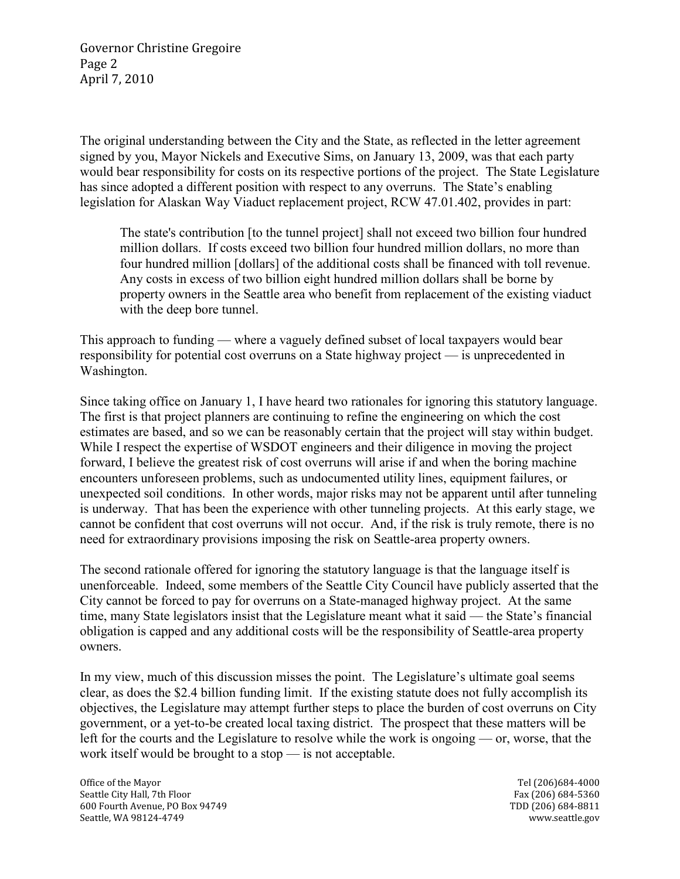The original understanding between the City and the State, as reflected in the letter agreement signed by you, Mayor Nickels and Executive Sims, on January 13, 2009, was that each party would bear responsibility for costs on its respective portions of the project. The State Legislature has since adopted a different position with respect to any overruns. The State's enabling legislation for Alaskan Way Viaduct replacement project, RCW 47.01.402, provides in part:

> The state's contribution [to the tunnel project] shall not exceed two billion four hundred million dollars. If costs exceed two billion four hundred million dollars, no more than four hundred million [dollars] of the additional costs shall be financed with toll revenue. Any costs in excess of two billion eight hundred million dollars shall be borne by property owners in the Seattle area who benefit from replacement of the existing viaduct with the deep bore tunnel.

This approach to funding — where a vaguely defined subset of local taxpayers would bear responsibility for potential cost overruns on a State highway project — is unprecedented in Washington.

Since taking office on January 1, I have heard two rationales for ignoring this statutory language. The first is that project planners are continuing to refine the engineering on which the cost estimates are based, and so we can be reasonably certain that the project will stay within budget. While I respect the expertise of WSDOT engineers and their diligence in moving the project forward, I believe the greatest risk of cost overruns will arise if and when the boring machine encounters unforeseen problems, such as undocumented utility lines, equipment failures, or unexpected soil conditions. In other words, major risks may not be apparent until after tunneling is underway. That has been the experience with other tunneling projects. At this early stage, we cannot be confident that cost overruns will not occur. And, if the risk is truly remote, there is no need for extraordinary provisions imposing the risk on Seattle-area property owners.

The second rationale offered for ignoring the statutory language is that the language itself is unenforceable. Indeed, some members of the Seattle City Council have publicly asserted that the City cannot be forced to pay for overruns on a State-managed highway project. At the same time, many State legislators insist that the Legislature meant what it said — the State's financial obligation is capped and any additional costs will be the responsibility of Seattle-area property owners.

In my view, much of this discussion misses the point. The Legislature's ultimate goal seems clear, as does the $2.4 billion funding limit. If the existing statute does not fully accomplish its objectives, the Legislature may attempt further steps to place the burden of cost overruns on City government, or a yet-to-be created local taxing district. The prospect that these matters will be left for the courts and the Legislature to resolve while the work is ongoing — or, worse, that the work itself would be brought to a stop — is not acceptable.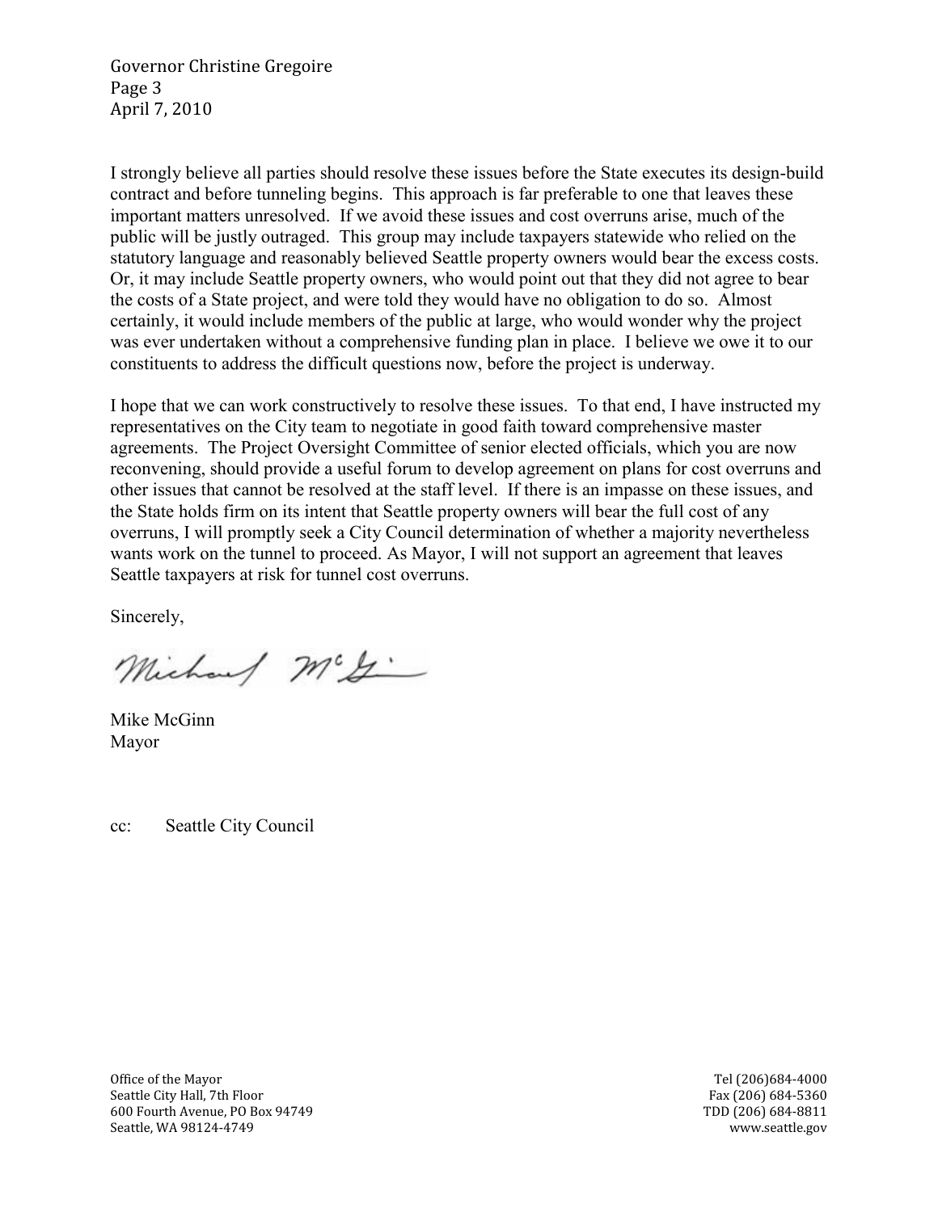I strongly believe all parties should resolve these issues before the State executes its design-build contract and before tunneling begins. This approach is far preferable to one that leaves these important matters unresolved. If we avoid these issues and cost overruns arise, much of the public will be justly outraged. This group may include taxpayers statewide who relied on the statutory language and reasonably believed Seattle property owners would bear the excess costs. Or, it may include Seattle property owners, who would point out that they did not agree to bear the costs of a State project, and were told they would have no obligation to do so. Almost certainly, it would include members of the public at large, who would wonder why the project was ever undertaken without a comprehensive funding plan in place. I believe we owe it to our constituents to address the difficult questions now, before the project is underway.

I hope that we can work constructively to resolve these issues. To that end, I have instructed my representatives on the City team to negotiate in good faith toward comprehensive master agreements. The Project Oversight Committee of senior elected officials, which you are now reconvening, should provide a useful forum to develop agreement on plans for cost overruns and other issues that cannot be resolved at the staff level. If there is an impasse on these issues, and the State holds firm on its intent that Seattle property owners will bear the full cost of any overruns, I will promptly seek a City Council determination of whether a majority nevertheless wants work on the tunnel to proceed. As Mayor, I will not support an agreement that leaves Seattle taxpayers at risk for tunnel cost overruns.

Sincerely,

Michael McGinn

Mike McGinn
Mayor

cc: Seattle City Council

Office of the Mayor
Seattle City Hall, 7th Floor
600 Fourth Avenue, PO Box 94749
Seattle, WA 98124-4749

Tel (206)684-4000
Fax (206) 684-5360
TDD (206) 684-8811
www.seattle.gov